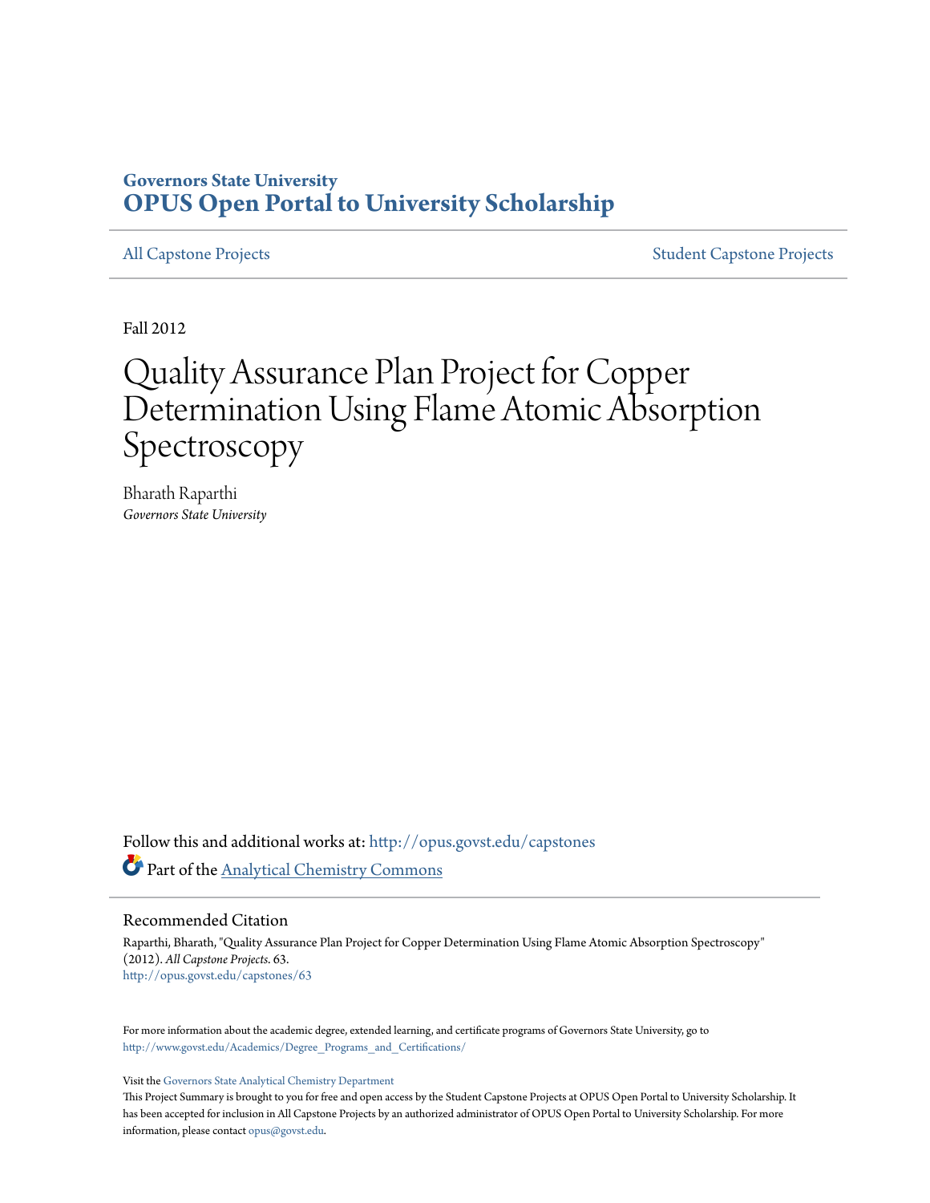**Governors State University**
# OPUS Open Portal to University Scholarship

All Capstone Projects | Student Capstone Projects

Fall 2012

# Quality Assurance Plan Project for Copper Determination Using Flame Atomic Absorption Spectroscopy

Bharath Raparthi
*Governors State University*

Follow this and additional works at: http://opus.govst.edu/capstones

Part of the Analytical Chemistry Commons

## Recommended Citation

Raparthi, Bharath, "Quality Assurance Plan Project for Copper Determination Using Flame Atomic Absorption Spectroscopy" (2012). *All Capstone Projects*. 63.
http://opus.govst.edu/capstones/63

For more information about the academic degree, extended learning, and certificate programs of Governors State University, go to http://www.govst.edu/Academics/Degree_Programs_and_Certifications/

Visit the Governors State Analytical Chemistry Department
This Project Summary is brought to you for free and open access by the Student Capstone Projects at OPUS Open Portal to University Scholarship. It has been accepted for inclusion in All Capstone Projects by an authorized administrator of OPUS Open Portal to University Scholarship. For more information, please contact opus@govst.edu.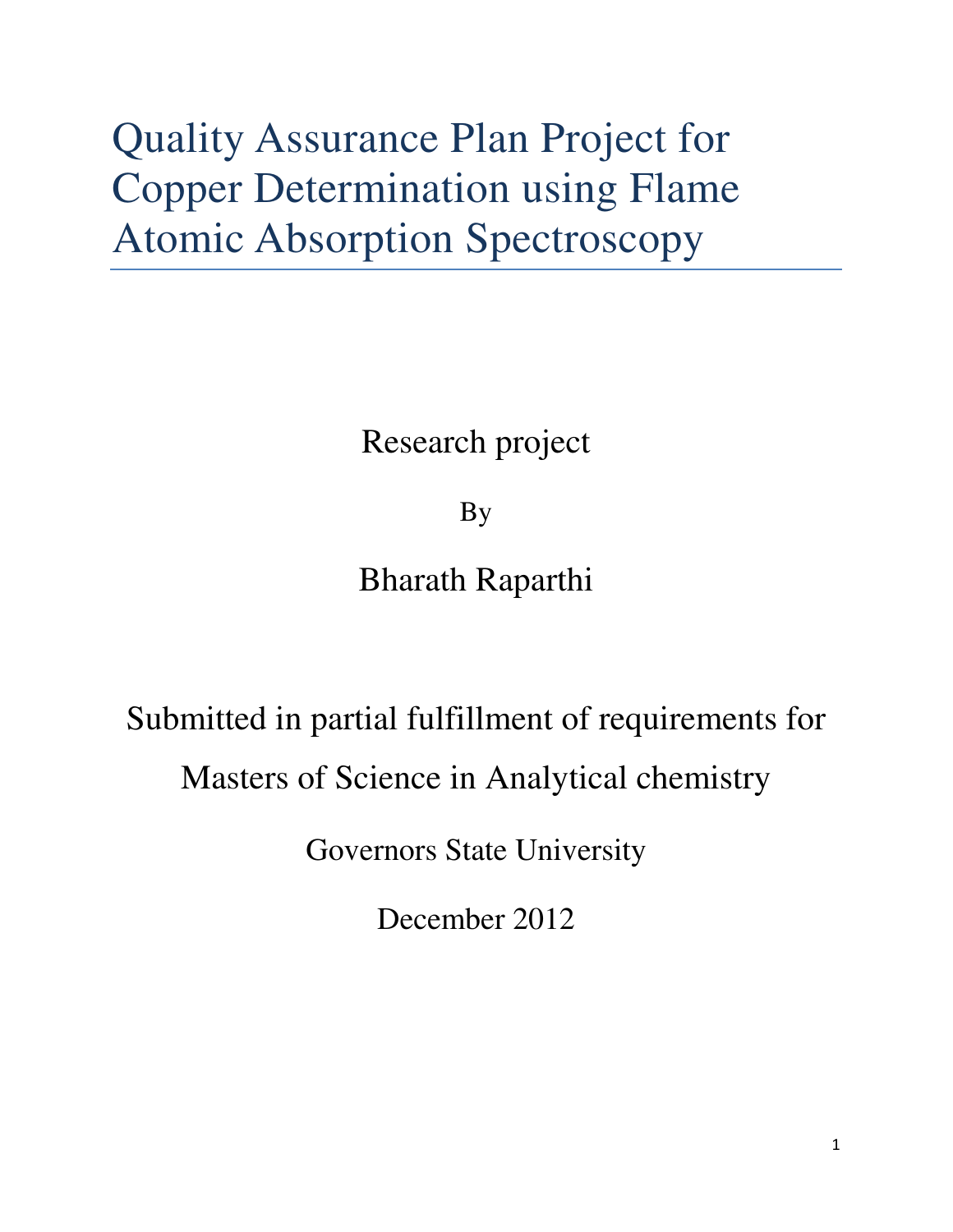# Quality Assurance Plan Project for Copper Determination using Flame Atomic Absorption Spectroscopy

Research project

By

Bharath Raparthi

Submitted in partial fulfillment of requirements for

Masters of Science in Analytical chemistry

Governors State University

December 2012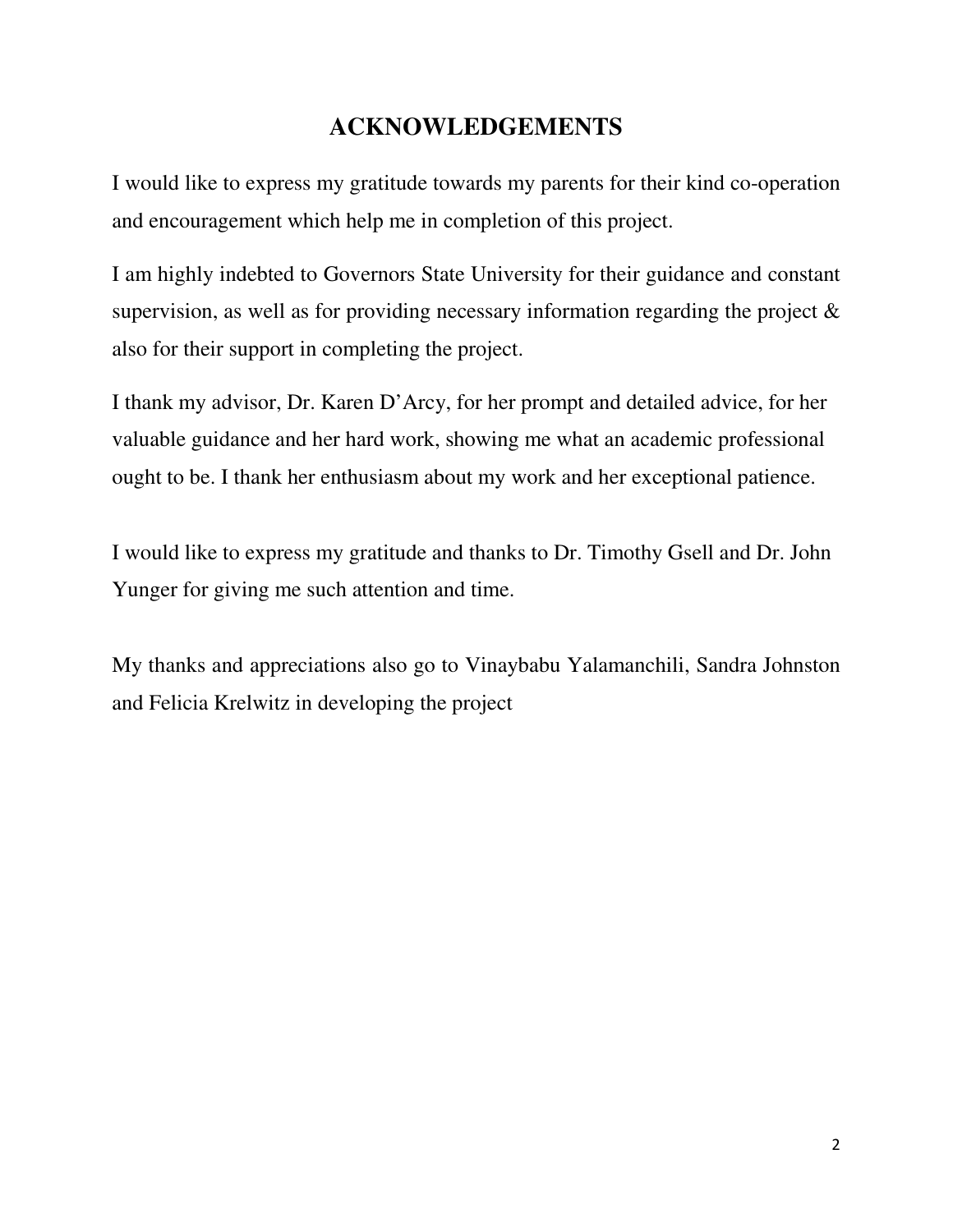# ACKNOWLEDGEMENTS

I would like to express my gratitude towards my parents for their kind co-operation and encouragement which help me in completion of this project.

I am highly indebted to Governors State University for their guidance and constant supervision, as well as for providing necessary information regarding the project & also for their support in completing the project.

I thank my advisor, Dr. Karen D'Arcy, for her prompt and detailed advice, for her valuable guidance and her hard work, showing me what an academic professional ought to be. I thank her enthusiasm about my work and her exceptional patience.

I would like to express my gratitude and thanks to Dr. Timothy Gsell and Dr. John Yunger for giving me such attention and time.

My thanks and appreciations also go to Vinaybabu Yalamanchili, Sandra Johnston and Felicia Krelwitz in developing the project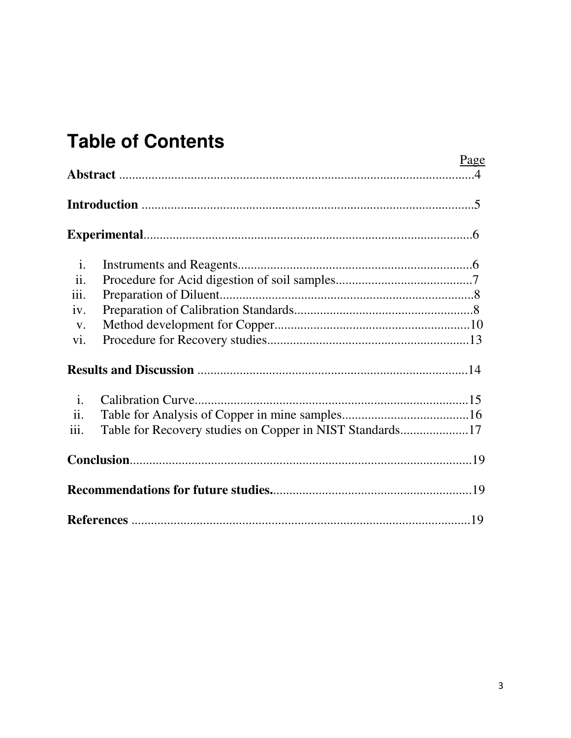# Table of Contents

| | Page |
|---|---|
| **Abstract** | 4 |
| **Introduction** | 5 |
| **Experimental** | 6 |
| i. Instruments and Reagents | 6 |
| ii. Procedure for Acid digestion of soil samples | 7 |
| iii. Preparation of Diluent | 8 |
| iv. Preparation of Calibration Standards | 8 |
| v. Method development for Copper | 10 |
| vi. Procedure for Recovery studies | 13 |
| **Results and Discussion** | 14 |
| i. Calibration Curve | 15 |
| ii. Table for Analysis of Copper in mine samples | 16 |
| iii. Table for Recovery studies on Copper in NIST Standards | 17 |
| **Conclusion** | 19 |
| **Recommendations for future studies.** | 19 |
| **References** | 19 |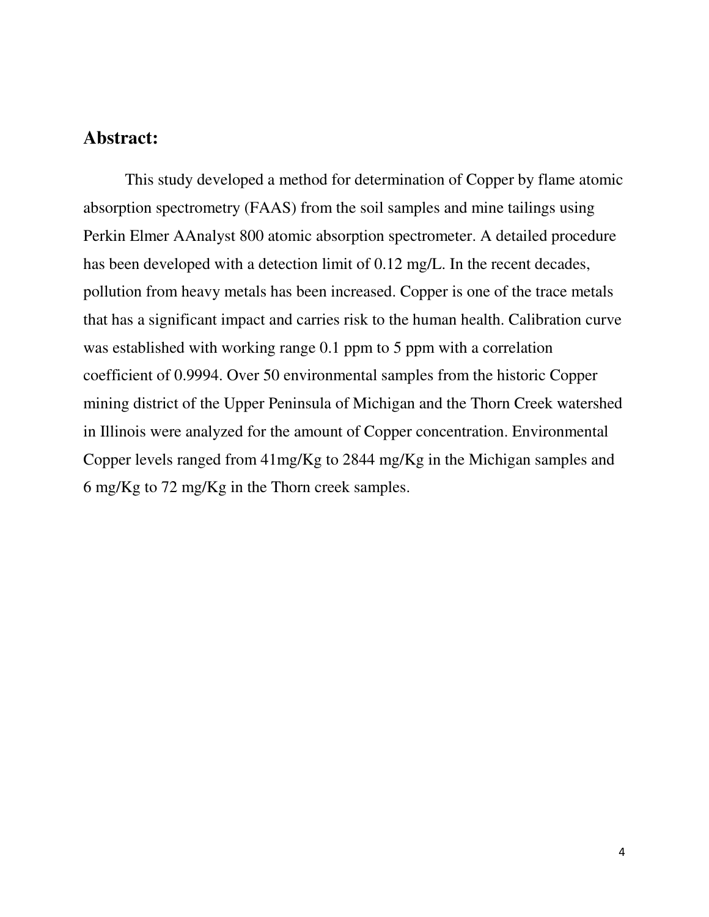## Abstract:

This study developed a method for determination of Copper by flame atomic absorption spectrometry (FAAS) from the soil samples and mine tailings using Perkin Elmer AAnalyst 800 atomic absorption spectrometer. A detailed procedure has been developed with a detection limit of 0.12 mg/L. In the recent decades, pollution from heavy metals has been increased. Copper is one of the trace metals that has a significant impact and carries risk to the human health. Calibration curve was established with working range 0.1 ppm to 5 ppm with a correlation coefficient of 0.9994. Over 50 environmental samples from the historic Copper mining district of the Upper Peninsula of Michigan and the Thorn Creek watershed in Illinois were analyzed for the amount of Copper concentration. Environmental Copper levels ranged from 41mg/Kg to 2844 mg/Kg in the Michigan samples and 6 mg/Kg to 72 mg/Kg in the Thorn creek samples.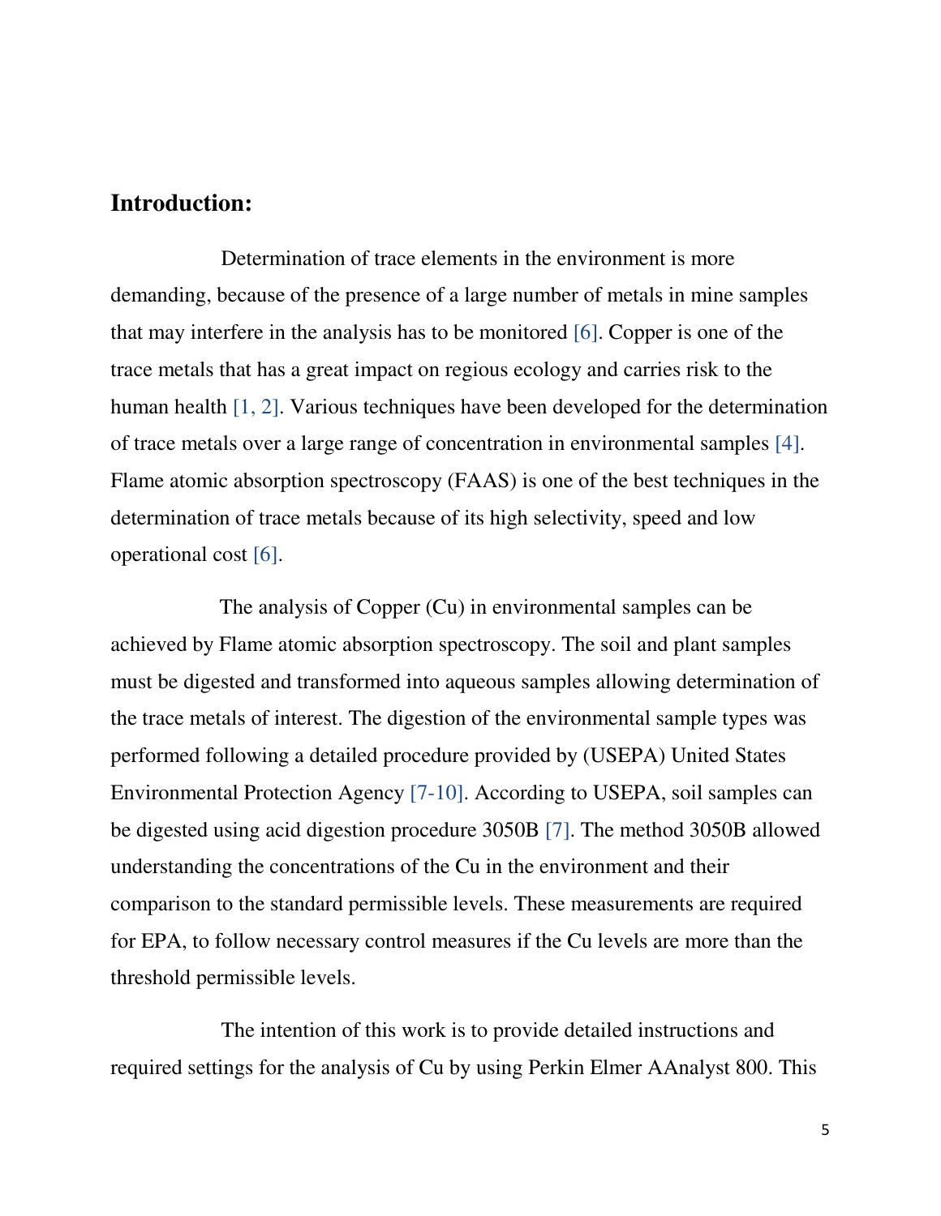## Introduction:

Determination of trace elements in the environment is more demanding, because of the presence of a large number of metals in mine samples that may interfere in the analysis has to be monitored [6]. Copper is one of the trace metals that has a great impact on regious ecology and carries risk to the human health [1, 2]. Various techniques have been developed for the determination of trace metals over a large range of concentration in environmental samples [4]. Flame atomic absorption spectroscopy (FAAS) is one of the best techniques in the determination of trace metals because of its high selectivity, speed and low operational cost [6].

The analysis of Copper (Cu) in environmental samples can be achieved by Flame atomic absorption spectroscopy. The soil and plant samples must be digested and transformed into aqueous samples allowing determination of the trace metals of interest. The digestion of the environmental sample types was performed following a detailed procedure provided by (USEPA) United States Environmental Protection Agency [7-10]. According to USEPA, soil samples can be digested using acid digestion procedure 3050B [7]. The method 3050B allowed understanding the concentrations of the Cu in the environment and their comparison to the standard permissible levels. These measurements are required for EPA, to follow necessary control measures if the Cu levels are more than the threshold permissible levels.

The intention of this work is to provide detailed instructions and required settings for the analysis of Cu by using Perkin Elmer AAnalyst 800. This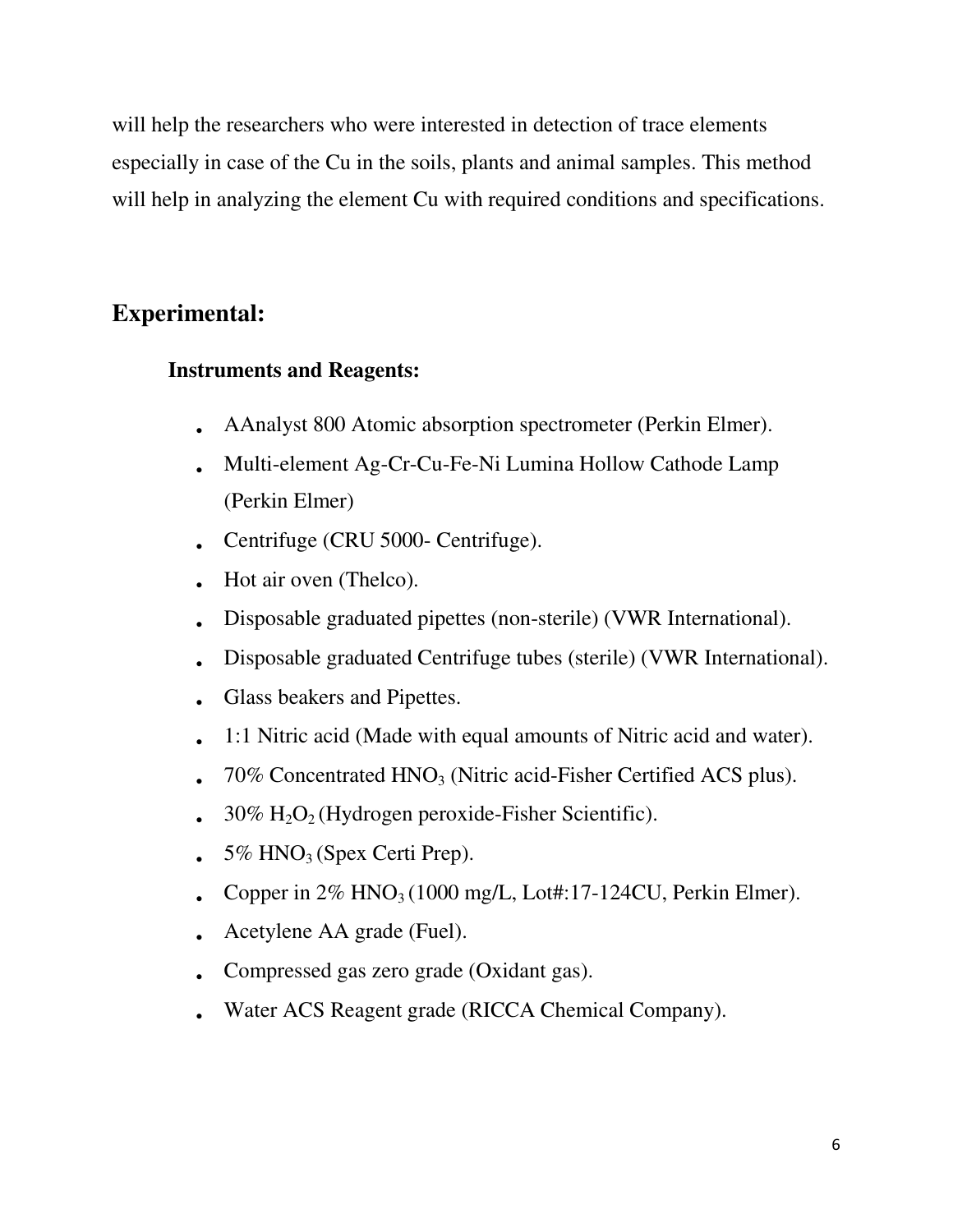will help the researchers who were interested in detection of trace elements especially in case of the Cu in the soils, plants and animal samples. This method will help in analyzing the element Cu with required conditions and specifications.

## Experimental:

### Instruments and Reagents:

- AAnalyst 800 Atomic absorption spectrometer (Perkin Elmer).
- Multi-element Ag-Cr-Cu-Fe-Ni Lumina Hollow Cathode Lamp (Perkin Elmer)
- Centrifuge (CRU 5000- Centrifuge).
- Hot air oven (Thelco).
- Disposable graduated pipettes (non-sterile) (VWR International).
- Disposable graduated Centrifuge tubes (sterile) (VWR International).
- Glass beakers and Pipettes.
- 1:1 Nitric acid (Made with equal amounts of Nitric acid and water).
- 70% Concentrated $HNO_3$ (Nitric acid-Fisher Certified ACS plus).
- 30% $H_2O_2$ (Hydrogen peroxide-Fisher Scientific).
- 5% $HNO_3$ (Spex Certi Prep).
- Copper in 2% $HNO_3$ (1000 mg/L, Lot#:17-124CU, Perkin Elmer).
- Acetylene AA grade (Fuel).
- Compressed gas zero grade (Oxidant gas).
- Water ACS Reagent grade (RICCA Chemical Company).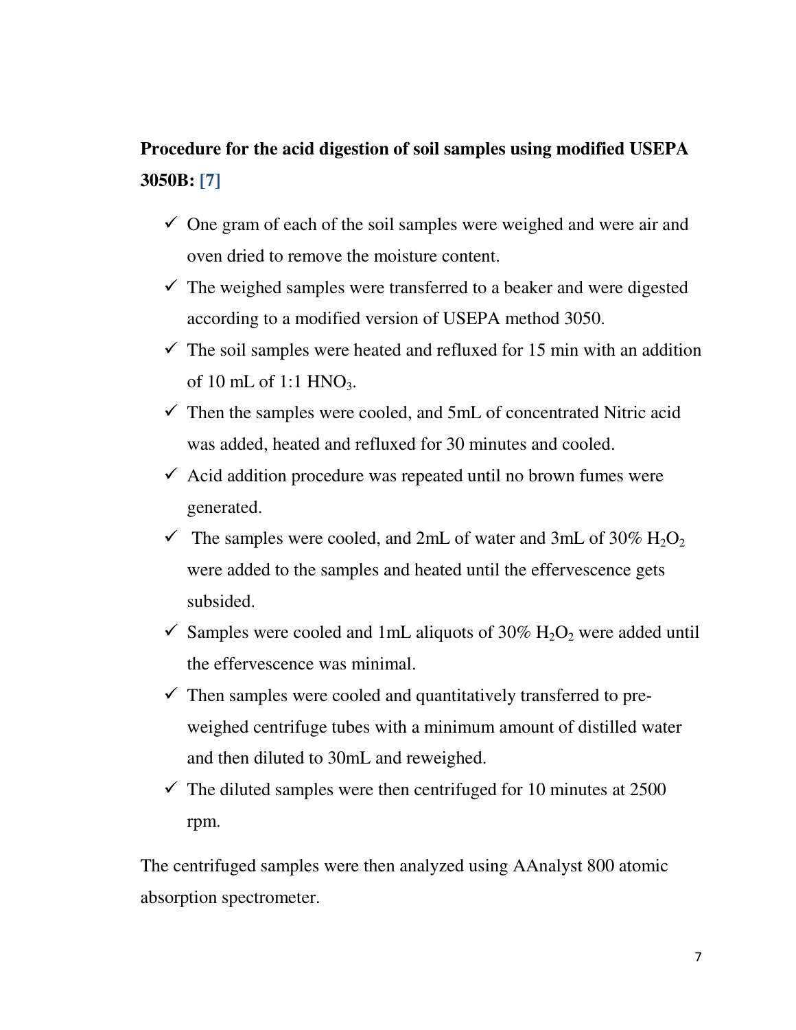**Procedure for the acid digestion of soil samples using modified USEPA 3050B: [7]**

- One gram of each of the soil samples were weighed and were air and oven dried to remove the moisture content.
- The weighed samples were transferred to a beaker and were digested according to a modified version of USEPA method 3050.
- The soil samples were heated and refluxed for 15 min with an addition of 10 mL of 1:1 $HNO_3$.
- Then the samples were cooled, and 5mL of concentrated Nitric acid was added, heated and refluxed for 30 minutes and cooled.
- Acid addition procedure was repeated until no brown fumes were generated.
- The samples were cooled, and 2mL of water and 3mL of 30% $H_2O_2$ were added to the samples and heated until the effervescence gets subsided.
- Samples were cooled and 1mL aliquots of 30% $H_2O_2$ were added until the effervescence was minimal.
- Then samples were cooled and quantitatively transferred to pre-weighed centrifuge tubes with a minimum amount of distilled water and then diluted to 30mL and reweighed.
- The diluted samples were then centrifuged for 10 minutes at 2500 rpm.

The centrifuged samples were then analyzed using AAnalyst 800 atomic absorption spectrometer.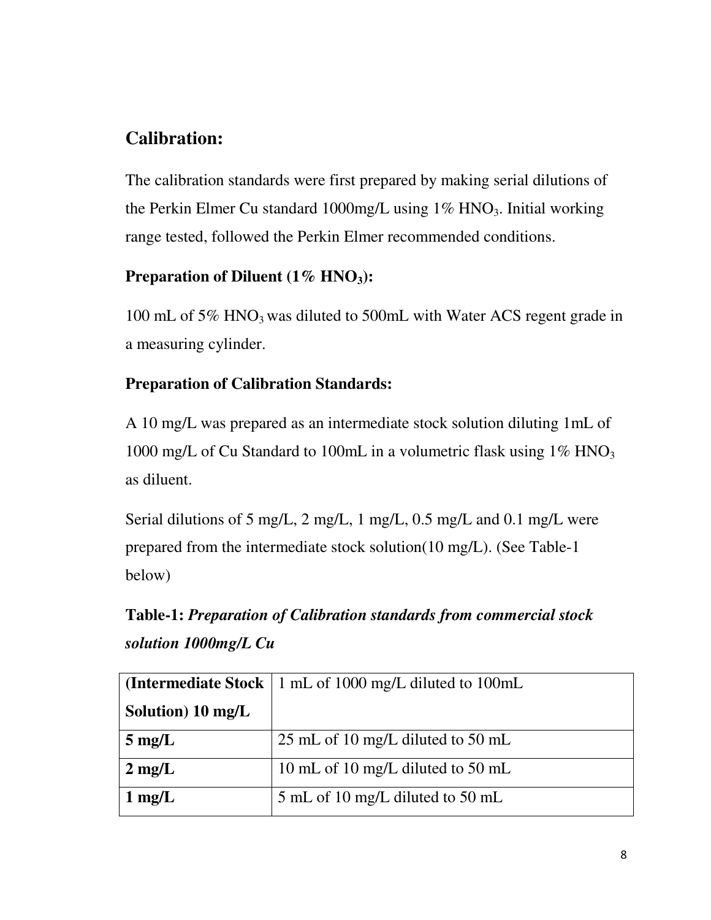## Calibration:

The calibration standards were first prepared by making serial dilutions of the Perkin Elmer Cu standard 1000mg/L using 1% $HNO_3$. Initial working range tested, followed the Perkin Elmer recommended conditions.

### Preparation of Diluent (1% $HNO_3$):

100 mL of 5% $HNO_3$ was diluted to 500mL with Water ACS regent grade in a measuring cylinder.

### Preparation of Calibration Standards:

A 10 mg/L was prepared as an intermediate stock solution diluting 1mL of 1000 mg/L of Cu Standard to 100mL in a volumetric flask using 1% $HNO_3$ as diluent.

Serial dilutions of 5 mg/L, 2 mg/L, 1 mg/L, 0.5 mg/L and 0.1 mg/L were prepared from the intermediate stock solution(10 mg/L). (See Table-1 below)

**Table-1:** ***Preparation of Calibration standards from commercial stock solution 1000mg/L Cu***

| **(Intermediate Stock Solution) 10 mg/L** | 1 mL of 1000 mg/L diluted to 100mL |
|---|---|
| **5 mg/L** | 25 mL of 10 mg/L diluted to 50 mL |
| **2 mg/L** | 10 mL of 10 mg/L diluted to 50 mL |
| **1 mg/L** | 5 mL of 10 mg/L diluted to 50 mL |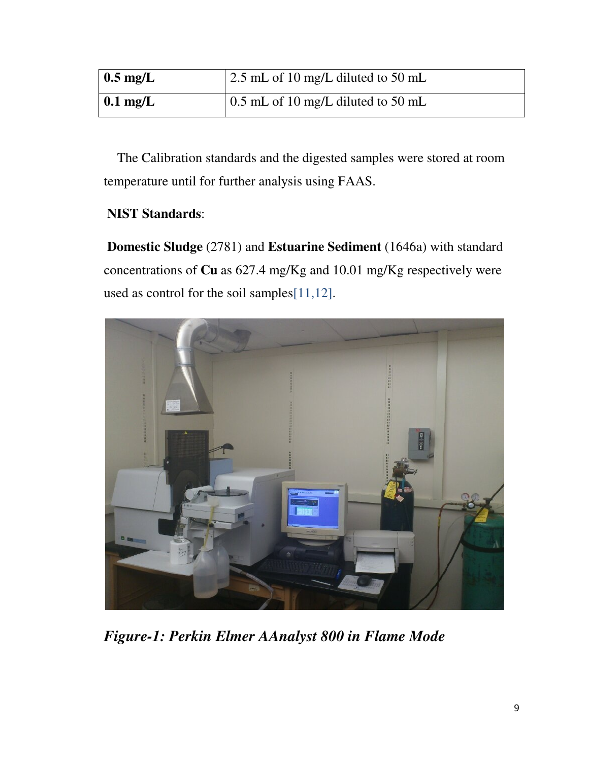| **0.5 mg/L** | 2.5 mL of 10 mg/L diluted to 50 mL |
|---|---|
| **0.1 mg/L** | 0.5 mL of 10 mg/L diluted to 50 mL |

The Calibration standards and the digested samples were stored at room temperature until for further analysis using FAAS.

**NIST Standards**:

**Domestic Sludge** (2781) and **Estuarine Sediment** (1646a) with standard concentrations of **Cu** as 627.4 mg/Kg and 10.01 mg/Kg respectively were used as control for the soil samples[11,12].

***Figure-1: Perkin Elmer AAnalyst 800 in Flame Mode***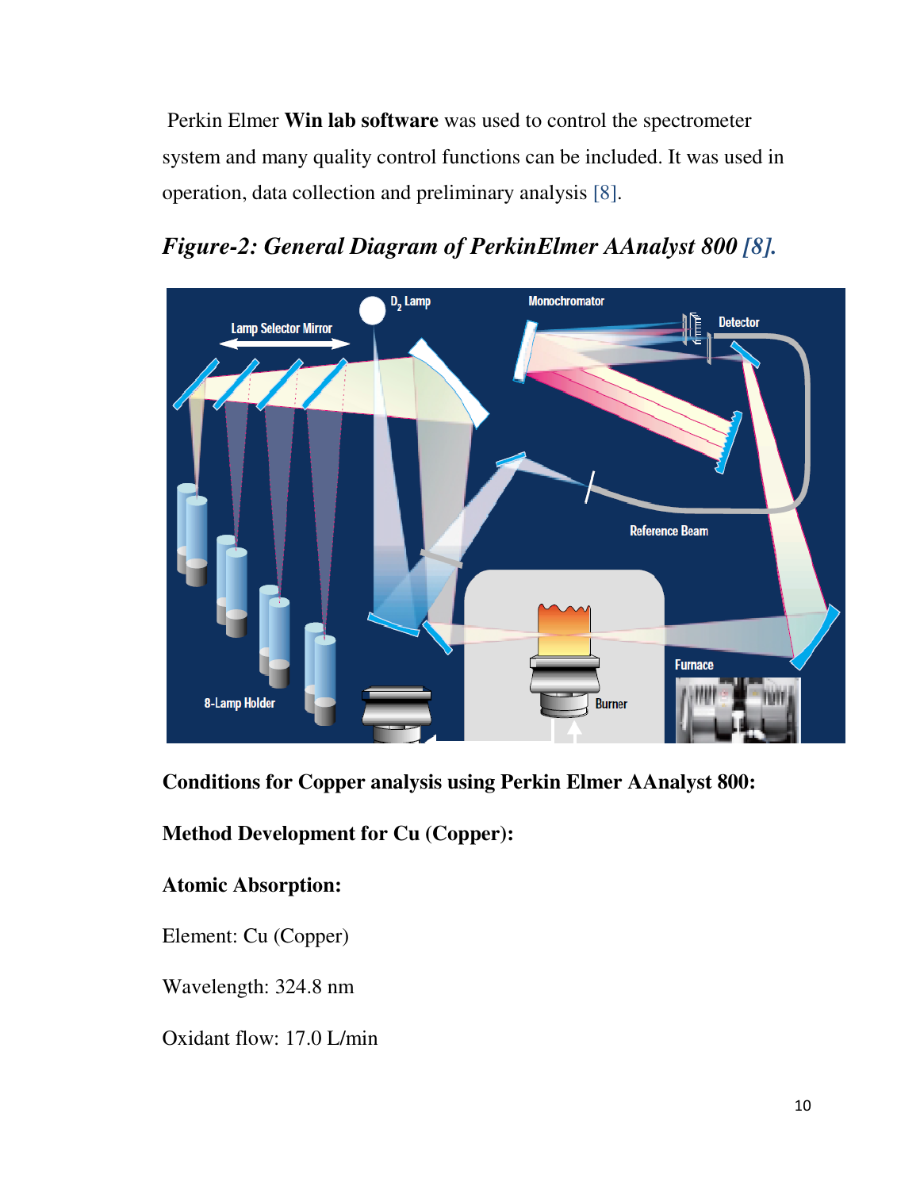Perkin Elmer **Win lab software** was used to control the spectrometer system and many quality control functions can be included. It was used in operation, data collection and preliminary analysis [8].

***Figure-2: General Diagram of PerkinElmer AAnalyst 800 [8].***

**Conditions for Copper analysis using Perkin Elmer AAnalyst 800:**

**Method Development for Cu (Copper):**

**Atomic Absorption:**

Element: Cu (Copper)

Wavelength: 324.8 nm

Oxidant flow: 17.0 L/min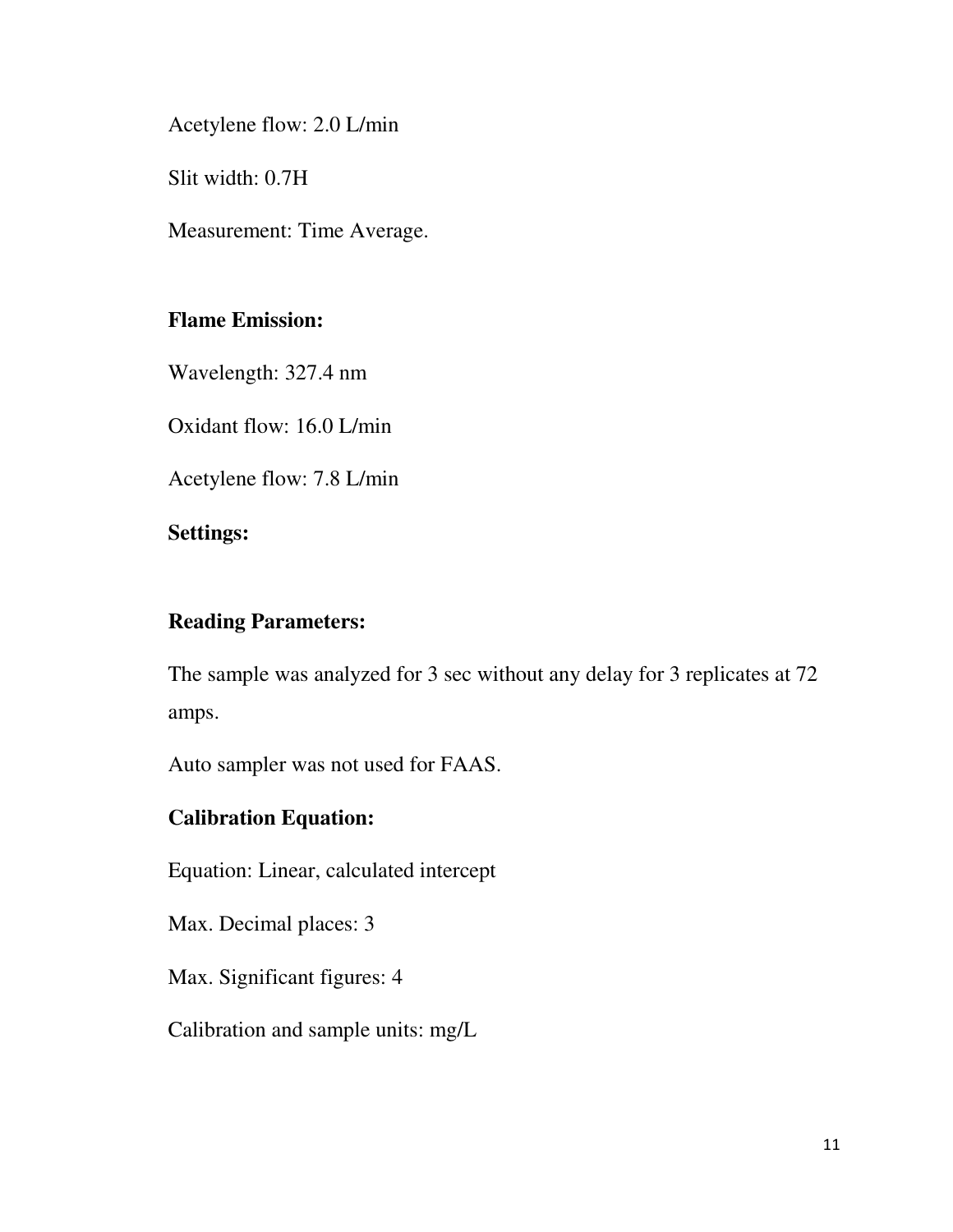Acetylene flow: 2.0 L/min

Slit width: 0.7H

Measurement: Time Average.

**Flame Emission:**

Wavelength: 327.4 nm

Oxidant flow: 16.0 L/min

Acetylene flow: 7.8 L/min

**Settings:**

**Reading Parameters:**

The sample was analyzed for 3 sec without any delay for 3 replicates at 72 amps.

Auto sampler was not used for FAAS.

**Calibration Equation:**

Equation: Linear, calculated intercept

Max. Decimal places: 3

Max. Significant figures: 4

Calibration and sample units: mg/L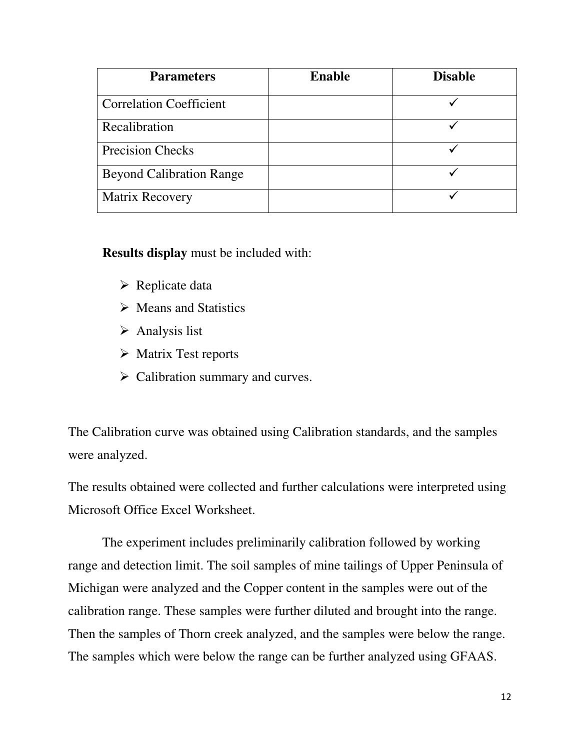| Parameters | Enable | Disable |
|---|---|---|
| Correlation Coefficient | | ✓ |
| Recalibration | | ✓ |
| Precision Checks | | ✓ |
| Beyond Calibration Range | | ✓ |
| Matrix Recovery | | ✓ |

**Results display** must be included with:

- Replicate data
- Means and Statistics
- Analysis list
- Matrix Test reports
- Calibration summary and curves.

The Calibration curve was obtained using Calibration standards, and the samples were analyzed.

The results obtained were collected and further calculations were interpreted using Microsoft Office Excel Worksheet.

The experiment includes preliminarily calibration followed by working range and detection limit. The soil samples of mine tailings of Upper Peninsula of Michigan were analyzed and the Copper content in the samples were out of the calibration range. These samples were further diluted and brought into the range. Then the samples of Thorn creek analyzed, and the samples were below the range. The samples which were below the range can be further analyzed using GFAAS.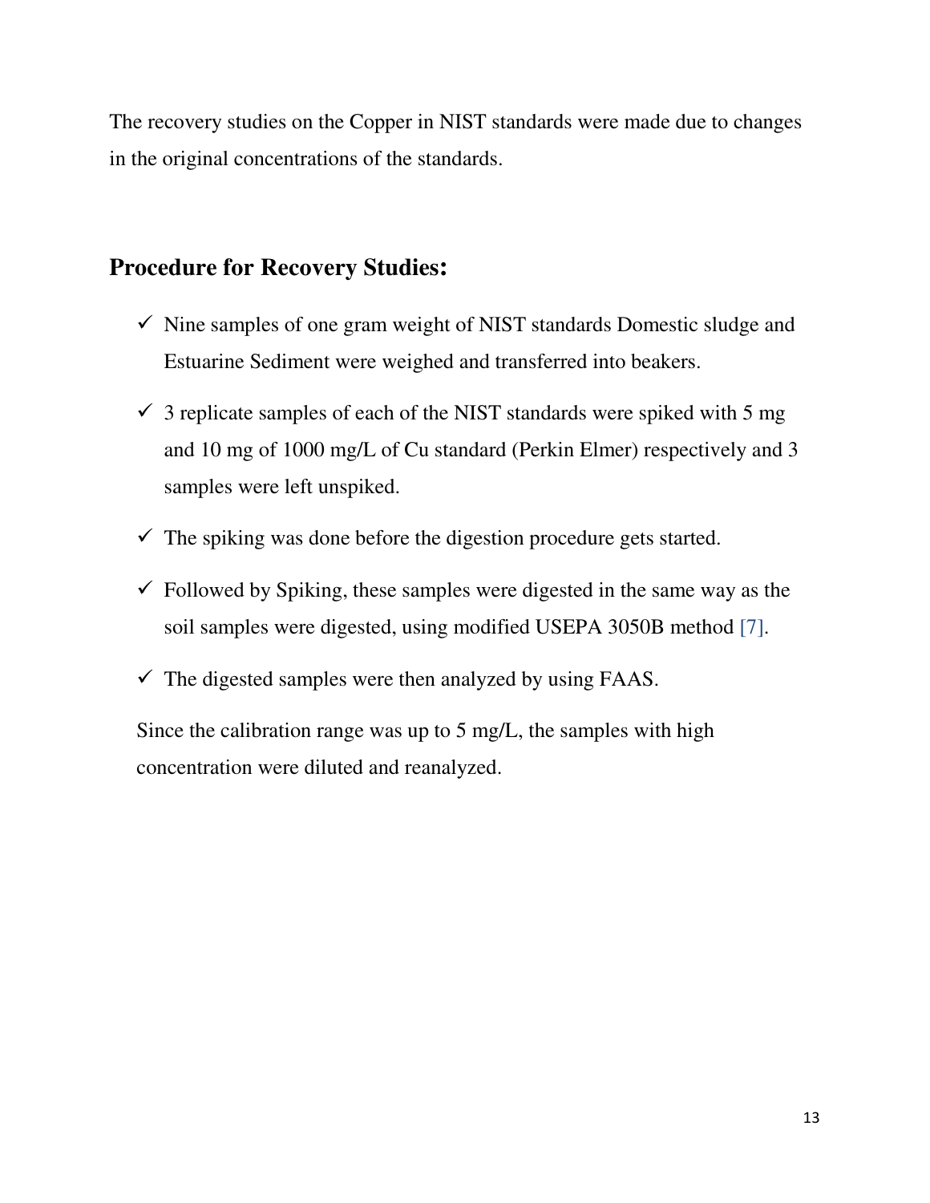The recovery studies on the Copper in NIST standards were made due to changes in the original concentrations of the standards.

## Procedure for Recovery Studies:

- ✓ Nine samples of one gram weight of NIST standards Domestic sludge and Estuarine Sediment were weighed and transferred into beakers.
- ✓ 3 replicate samples of each of the NIST standards were spiked with 5 mg and 10 mg of 1000 mg/L of Cu standard (Perkin Elmer) respectively and 3 samples were left unspiked.
- ✓ The spiking was done before the digestion procedure gets started.
- ✓ Followed by Spiking, these samples were digested in the same way as the soil samples were digested, using modified USEPA 3050B method [7].
- ✓ The digested samples were then analyzed by using FAAS.

Since the calibration range was up to 5 mg/L, the samples with high concentration were diluted and reanalyzed.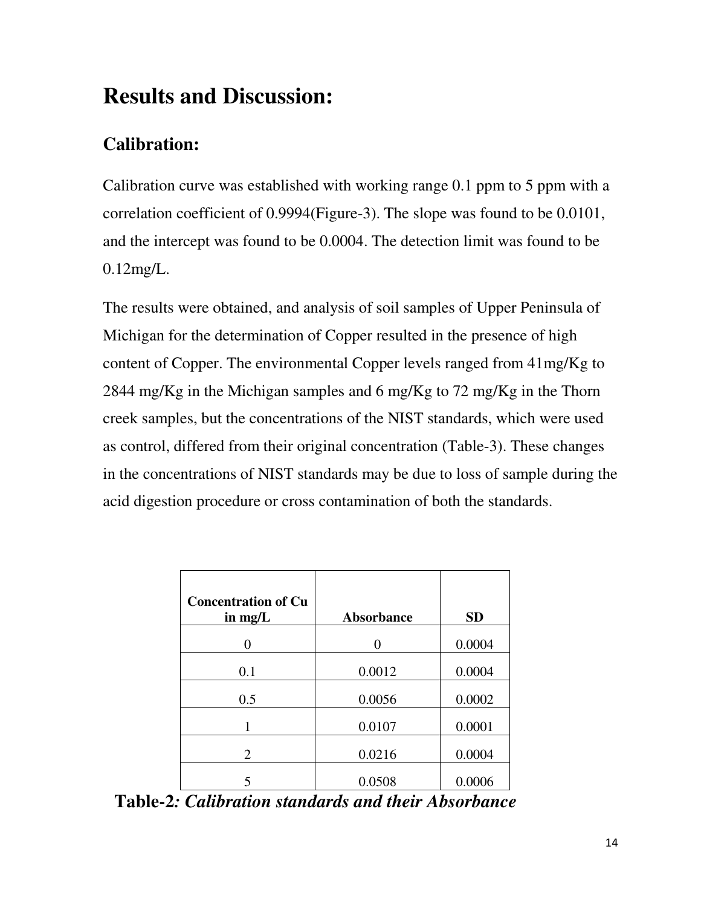# Results and Discussion:

## Calibration:

Calibration curve was established with working range 0.1 ppm to 5 ppm with a correlation coefficient of 0.9994(Figure-3). The slope was found to be 0.0101, and the intercept was found to be 0.0004. The detection limit was found to be 0.12mg/L.

The results were obtained, and analysis of soil samples of Upper Peninsula of Michigan for the determination of Copper resulted in the presence of high content of Copper. The environmental Copper levels ranged from 41mg/Kg to 2844 mg/Kg in the Michigan samples and 6 mg/Kg to 72 mg/Kg in the Thorn creek samples, but the concentrations of the NIST standards, which were used as control, differed from their original concentration (Table-3). These changes in the concentrations of NIST standards may be due to loss of sample during the acid digestion procedure or cross contamination of both the standards.

| Concentration of Cu in mg/L | Absorbance | SD |
| --- | --- | --- |
| 0 | 0 | 0.0004 |
| 0.1 | 0.0012 | 0.0004 |
| 0.5 | 0.0056 | 0.0002 |
| 1 | 0.0107 | 0.0001 |
| 2 | 0.0216 | 0.0004 |
| 5 | 0.0508 | 0.0006 |

**Table-2***: Calibration standards and their Absorbance*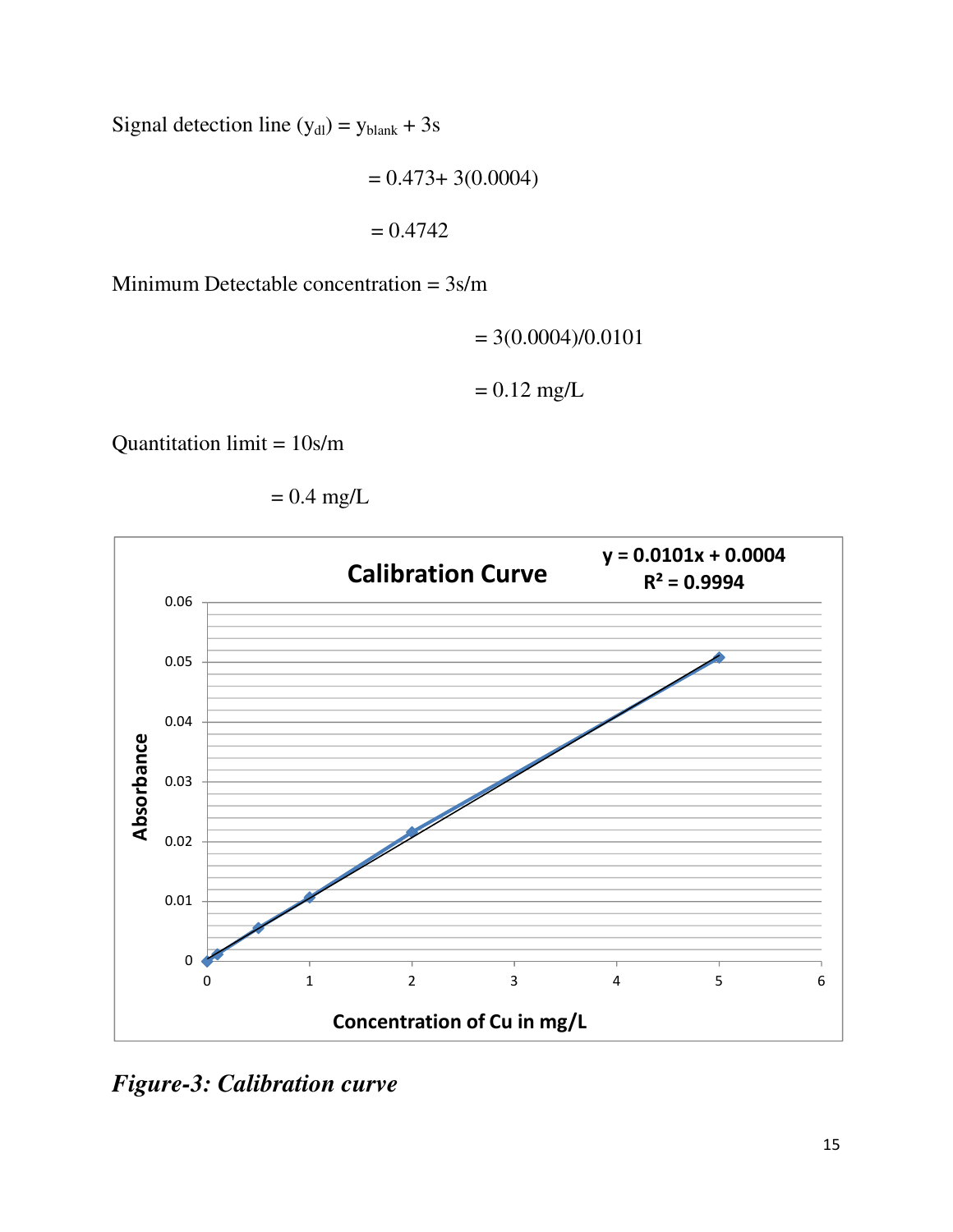Signal detection line ($y_{dl}$) = $y_{blank} + 3s$

$$= 0.473 + 3(0.0004)$$

$$= 0.4742$$

Minimum Detectable concentration = 3s/m

$$= 3(0.0004)/0.0101$$

$$= 0.12 \text{ mg/L}$$

Quantitation limit = 10s/m

$$= 0.4 \text{ mg/L}$$

*Figure-3: Calibration curve*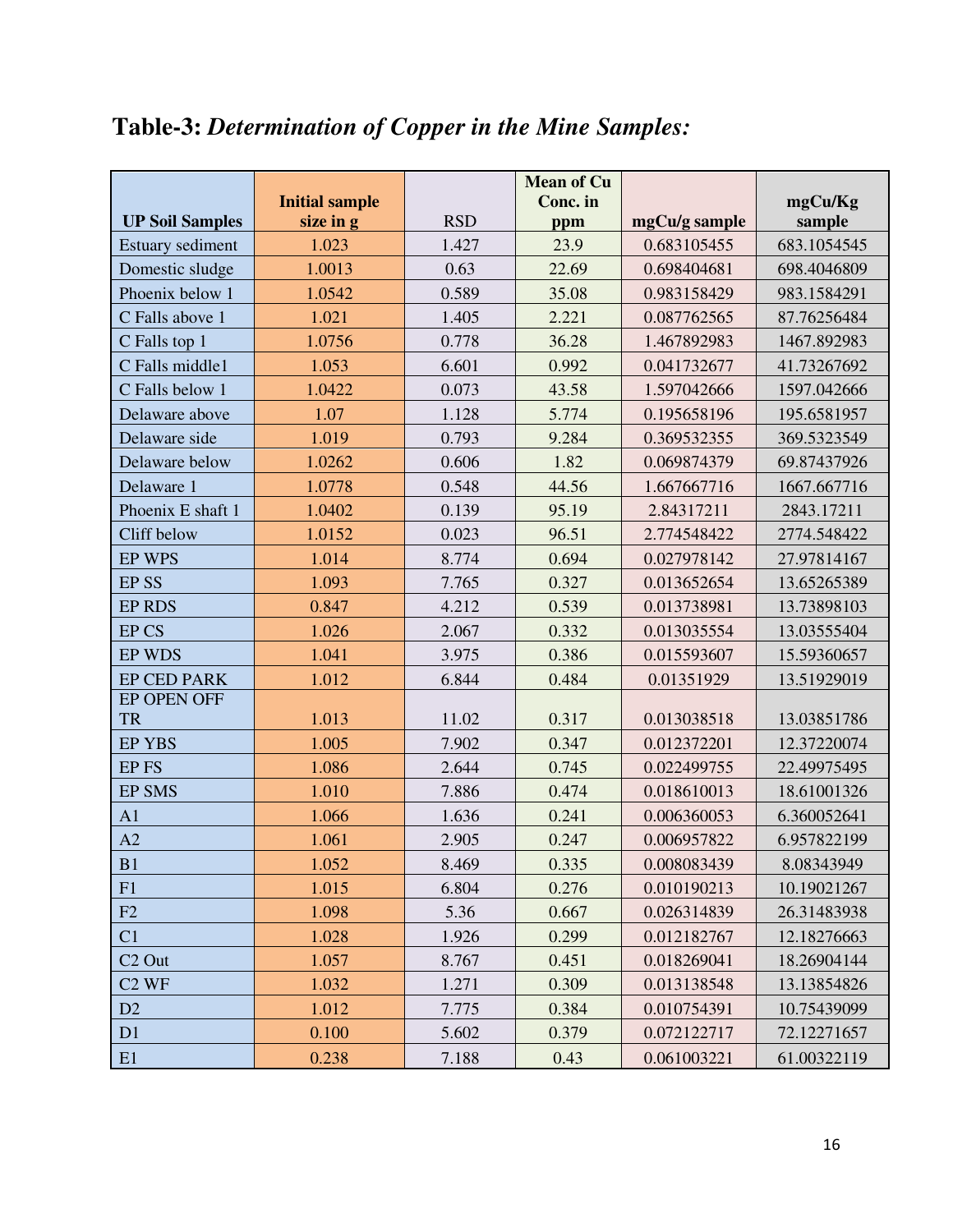**Table-3:** ***Determination of Copper in the Mine Samples:***

| UP Soil Samples | Initial sample size in g | RSD | Mean of Cu Conc. in ppm | mgCu/g sample | mgCu/Kg sample |
|---|---|---|---|---|---|
| Estuary sediment | 1.023 | 1.427 | 23.9 | 0.683105455 | 683.1054545 |
| Domestic sludge | 1.0013 | 0.63 | 22.69 | 0.698404681 | 698.4046809 |
| Phoenix below 1 | 1.0542 | 0.589 | 35.08 | 0.983158429 | 983.1584291 |
| C Falls above 1 | 1.021 | 1.405 | 2.221 | 0.087762565 | 87.76256484 |
| C Falls top 1 | 1.0756 | 0.778 | 36.28 | 1.467892983 | 1467.892983 |
| C Falls middle1 | 1.053 | 6.601 | 0.992 | 0.041732677 | 41.73267692 |
| C Falls below 1 | 1.0422 | 0.073 | 43.58 | 1.597042666 | 1597.042666 |
| Delaware above | 1.07 | 1.128 | 5.774 | 0.195658196 | 195.6581957 |
| Delaware side | 1.019 | 0.793 | 9.284 | 0.369532355 | 369.5323549 |
| Delaware below | 1.0262 | 0.606 | 1.82 | 0.069874379 | 69.87437926 |
| Delaware 1 | 1.0778 | 0.548 | 44.56 | 1.667667716 | 1667.667716 |
| Phoenix E shaft 1 | 1.0402 | 0.139 | 95.19 | 2.84317211 | 2843.17211 |
| Cliff below | 1.0152 | 0.023 | 96.51 | 2.774548422 | 2774.548422 |
| EP WPS | 1.014 | 8.774 | 0.694 | 0.027978142 | 27.97814167 |
| EP SS | 1.093 | 7.765 | 0.327 | 0.013652654 | 13.65265389 |
| EP RDS | 0.847 | 4.212 | 0.539 | 0.013738981 | 13.73898103 |
| EP CS | 1.026 | 2.067 | 0.332 | 0.013035554 | 13.03555404 |
| EP WDS | 1.041 | 3.975 | 0.386 | 0.015593607 | 15.59360657 |
| EP CED PARK | 1.012 | 6.844 | 0.484 | 0.01351929 | 13.51929019 |
| EP OPEN OFF TR | 1.013 | 11.02 | 0.317 | 0.013038518 | 13.03851786 |
| EP YBS | 1.005 | 7.902 | 0.347 | 0.012372201 | 12.37220074 |
| EP FS | 1.086 | 2.644 | 0.745 | 0.022499755 | 22.49975495 |
| EP SMS | 1.010 | 7.886 | 0.474 | 0.018610013 | 18.61001326 |
| A1 | 1.066 | 1.636 | 0.241 | 0.006360053 | 6.360052641 |
| A2 | 1.061 | 2.905 | 0.247 | 0.006957822 | 6.957822199 |
| B1 | 1.052 | 8.469 | 0.335 | 0.008083439 | 8.08343949 |
| F1 | 1.015 | 6.804 | 0.276 | 0.010190213 | 10.19021267 |
| F2 | 1.098 | 5.36 | 0.667 | 0.026314839 | 26.31483938 |
| C1 | 1.028 | 1.926 | 0.299 | 0.012182767 | 12.18276663 |
| C2 Out | 1.057 | 8.767 | 0.451 | 0.018269041 | 18.26904144 |
| C2 WF | 1.032 | 1.271 | 0.309 | 0.013138548 | 13.13854826 |
| D2 | 1.012 | 7.775 | 0.384 | 0.010754391 | 10.75439099 |
| D1 | 0.100 | 5.602 | 0.379 | 0.072122717 | 72.12271657 |
| E1 | 0.238 | 7.188 | 0.43 | 0.061003221 | 61.00322119 |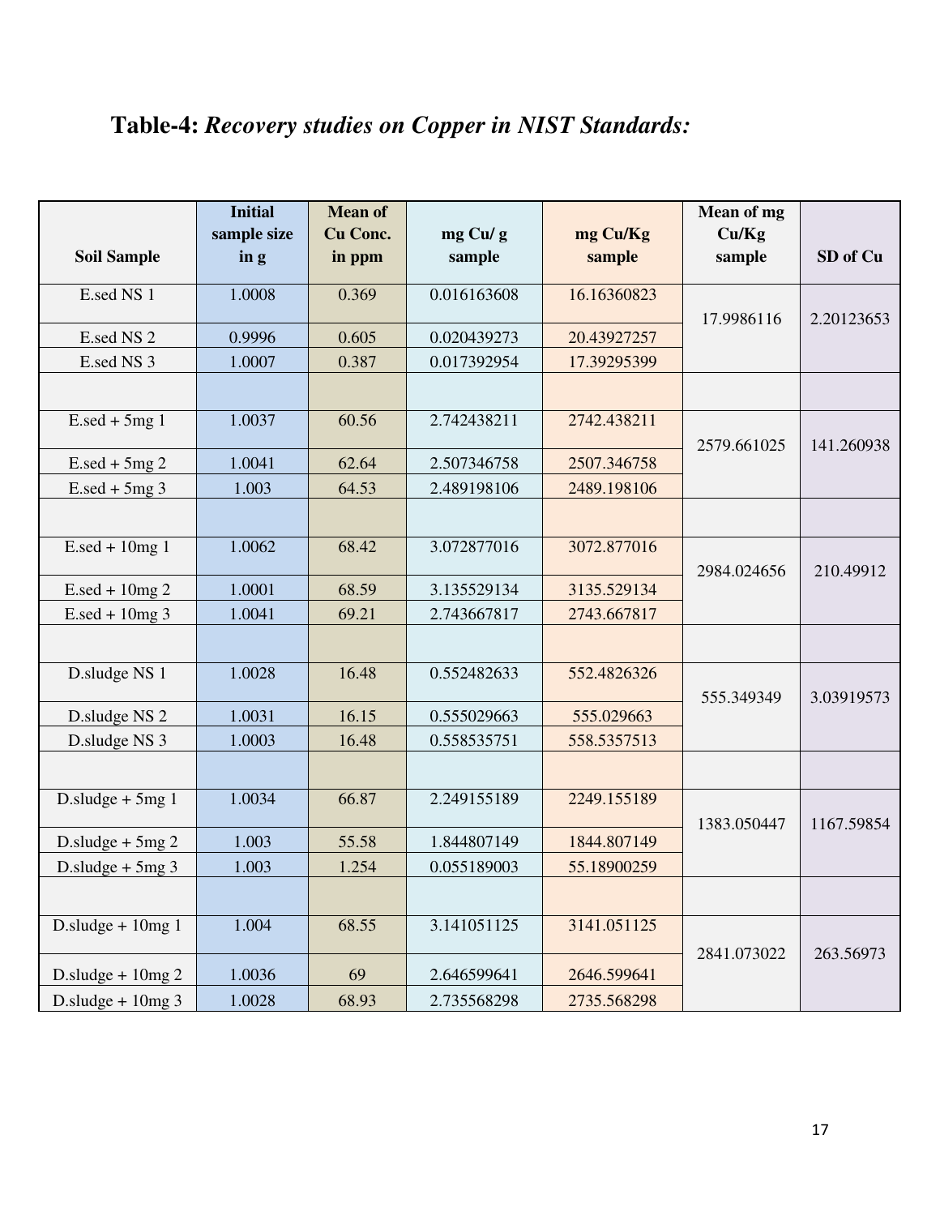## **Table-4:** ***Recovery studies on Copper in NIST Standards:***

| Soil Sample | Initial sample size in g | Mean of Cu Conc. in ppm | mg Cu/ g sample | mg Cu/Kg sample | Mean of mg Cu/Kg sample | SD of Cu |
|---|---|---|---|---|---|---|
| E.sed NS 1 | 1.0008 | 0.369 | 0.016163608 | 16.16360823 | 17.9986116 | 2.20123653 |
| E.sed NS 2 | 0.9996 | 0.605 | 0.020439273 | 20.43927257 | | |
| E.sed NS 3 | 1.0007 | 0.387 | 0.017392954 | 17.39295399 | | |
| | | | | | | |
| E.sed + 5mg 1 | 1.0037 | 60.56 | 2.742438211 | 2742.438211 | 2579.661025 | 141.260938 |
| E.sed + 5mg 2 | 1.0041 | 62.64 | 2.507346758 | 2507.346758 | | |
| E.sed + 5mg 3 | 1.003 | 64.53 | 2.489198106 | 2489.198106 | | |
| | | | | | | |
| E.sed + 10mg 1 | 1.0062 | 68.42 | 3.072877016 | 3072.877016 | 2984.024656 | 210.49912 |
| E.sed + 10mg 2 | 1.0001 | 68.59 | 3.135529134 | 3135.529134 | | |
| E.sed + 10mg 3 | 1.0041 | 69.21 | 2.743667817 | 2743.667817 | | |
| | | | | | | |
| D.sludge NS 1 | 1.0028 | 16.48 | 0.552482633 | 552.4826326 | 555.349349 | 3.03919573 |
| D.sludge NS 2 | 1.0031 | 16.15 | 0.555029663 | 555.029663 | | |
| D.sludge NS 3 | 1.0003 | 16.48 | 0.558535751 | 558.5357513 | | |
| | | | | | | |
| D.sludge + 5mg 1 | 1.0034 | 66.87 | 2.249155189 | 2249.155189 | 1383.050447 | 1167.59854 |
| D.sludge + 5mg 2 | 1.003 | 55.58 | 1.844807149 | 1844.807149 | | |
| D.sludge + 5mg 3 | 1.003 | 1.254 | 0.055189003 | 55.18900259 | | |
| | | | | | | |
| D.sludge + 10mg 1 | 1.004 | 68.55 | 3.141051125 | 3141.051125 | 2841.073022 | 263.56973 |
| D.sludge + 10mg 2 | 1.0036 | 69 | 2.646599641 | 2646.599641 | | |
| D.sludge + 10mg 3 | 1.0028 | 68.93 | 2.735568298 | 2735.568298 | | |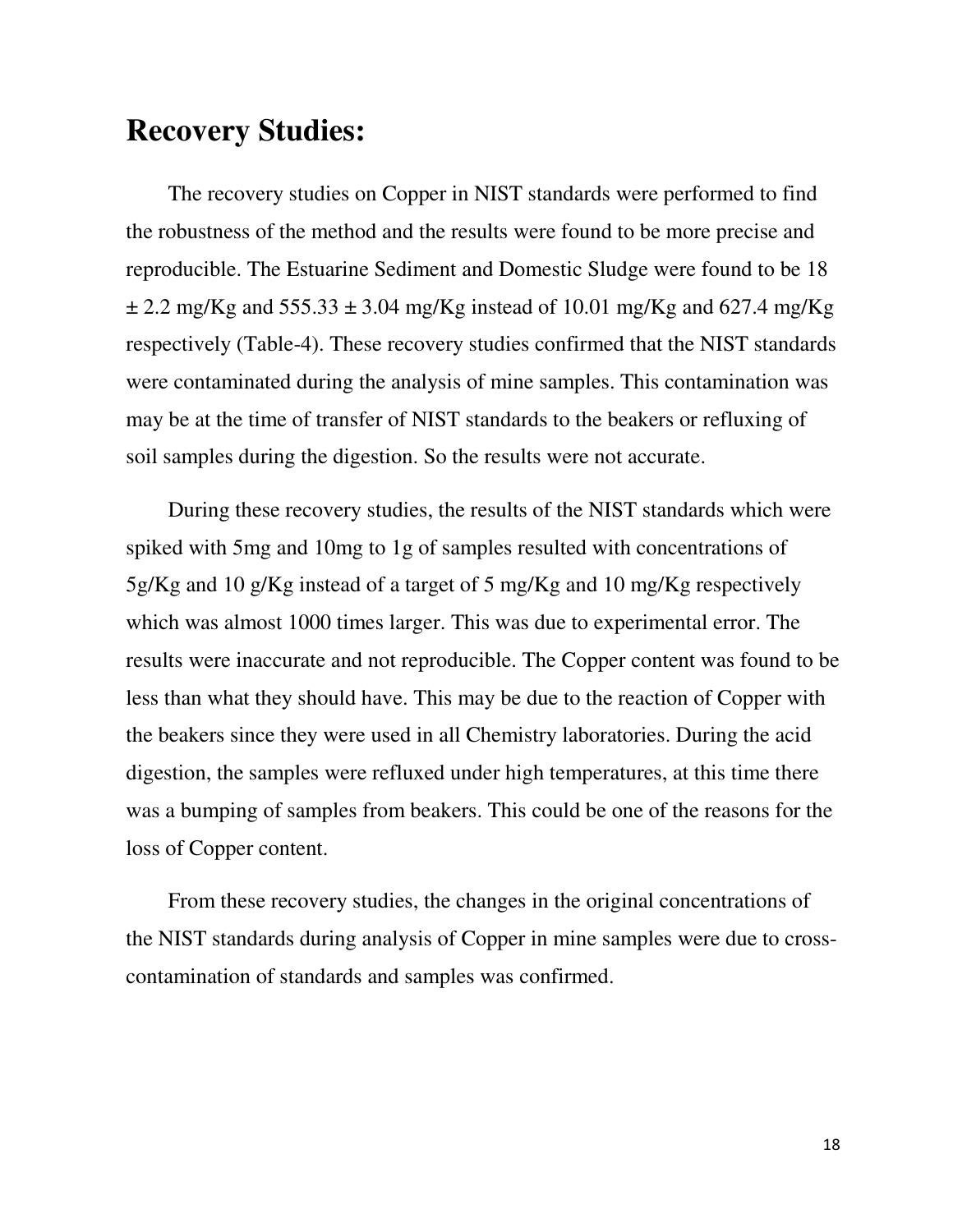## Recovery Studies:

The recovery studies on Copper in NIST standards were performed to find the robustness of the method and the results were found to be more precise and reproducible. The Estuarine Sediment and Domestic Sludge were found to be 18 ± 2.2 mg/Kg and 555.33 ± 3.04 mg/Kg instead of 10.01 mg/Kg and 627.4 mg/Kg respectively (Table-4). These recovery studies confirmed that the NIST standards were contaminated during the analysis of mine samples. This contamination was may be at the time of transfer of NIST standards to the beakers or refluxing of soil samples during the digestion. So the results were not accurate.

During these recovery studies, the results of the NIST standards which were spiked with 5mg and 10mg to 1g of samples resulted with concentrations of 5g/Kg and 10 g/Kg instead of a target of 5 mg/Kg and 10 mg/Kg respectively which was almost 1000 times larger. This was due to experimental error. The results were inaccurate and not reproducible. The Copper content was found to be less than what they should have. This may be due to the reaction of Copper with the beakers since they were used in all Chemistry laboratories. During the acid digestion, the samples were refluxed under high temperatures, at this time there was a bumping of samples from beakers. This could be one of the reasons for the loss of Copper content.

From these recovery studies, the changes in the original concentrations of the NIST standards during analysis of Copper in mine samples were due to cross-contamination of standards and samples was confirmed.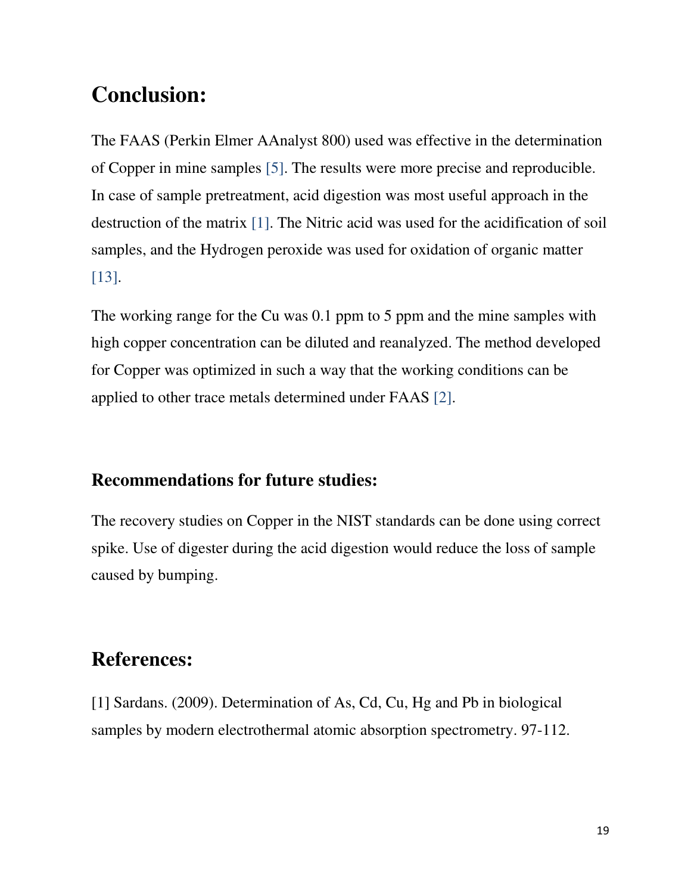# Conclusion:

The FAAS (Perkin Elmer AAnalyst 800) used was effective in the determination of Copper in mine samples [5]. The results were more precise and reproducible. In case of sample pretreatment, acid digestion was most useful approach in the destruction of the matrix [1]. The Nitric acid was used for the acidification of soil samples, and the Hydrogen peroxide was used for oxidation of organic matter [13].

The working range for the Cu was 0.1 ppm to 5 ppm and the mine samples with high copper concentration can be diluted and reanalyzed. The method developed for Copper was optimized in such a way that the working conditions can be applied to other trace metals determined under FAAS [2].

## Recommendations for future studies:

The recovery studies on Copper in the NIST standards can be done using correct spike. Use of digester during the acid digestion would reduce the loss of sample caused by bumping.

# References:

[1] Sardans. (2009). Determination of As, Cd, Cu, Hg and Pb in biological samples by modern electrothermal atomic absorption spectrometry. 97-112.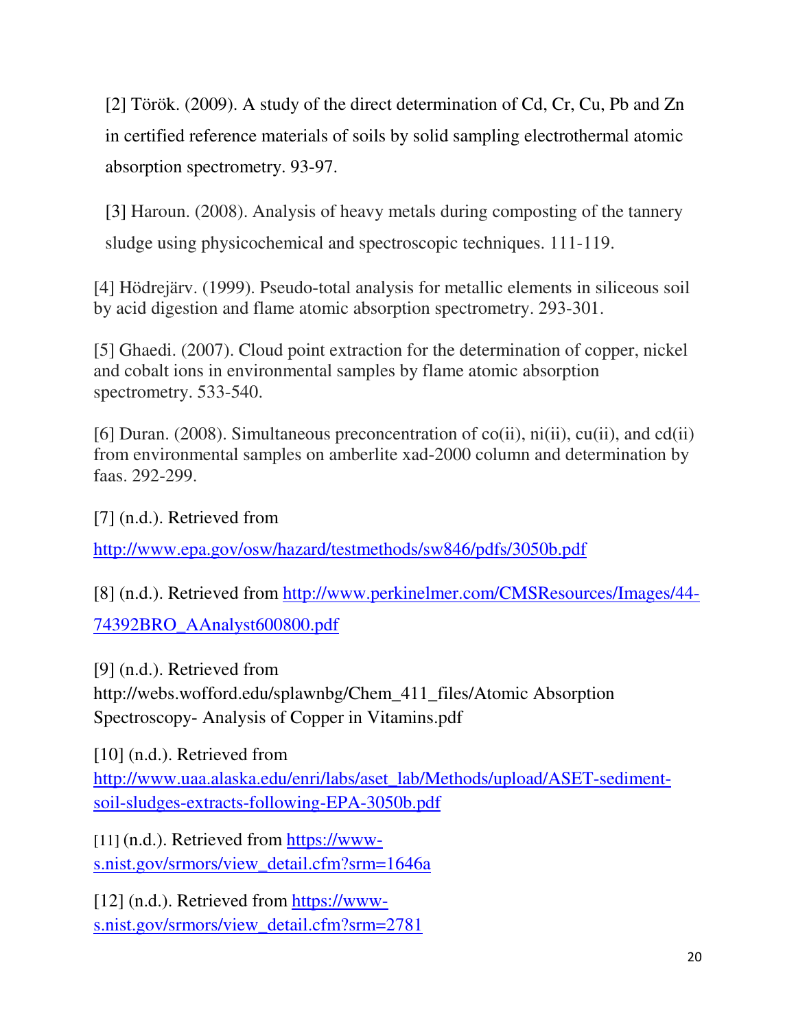[2] Török. (2009). A study of the direct determination of Cd, Cr, Cu, Pb and Zn in certified reference materials of soils by solid sampling electrothermal atomic absorption spectrometry. 93-97.

[3] Haroun. (2008). Analysis of heavy metals during composting of the tannery sludge using physicochemical and spectroscopic techniques. 111-119.

[4] Hödrejärv. (1999). Pseudo-total analysis for metallic elements in siliceous soil by acid digestion and flame atomic absorption spectrometry. 293-301.

[5] Ghaedi. (2007). Cloud point extraction for the determination of copper, nickel and cobalt ions in environmental samples by flame atomic absorption spectrometry. 533-540.

[6] Duran. (2008). Simultaneous preconcentration of co(ii), ni(ii), cu(ii), and cd(ii) from environmental samples on amberlite xad-2000 column and determination by faas. 292-299.

[7] (n.d.). Retrieved from http://www.epa.gov/osw/hazard/testmethods/sw846/pdfs/3050b.pdf

[8] (n.d.). Retrieved from http://www.perkinelmer.com/CMSResources/Images/44-74392BRO_AAnalyst600800.pdf

[9] (n.d.). Retrieved from http://webs.wofford.edu/splawnbg/Chem_411_files/Atomic Absorption Spectroscopy- Analysis of Copper in Vitamins.pdf

[10] (n.d.). Retrieved from http://www.uaa.alaska.edu/enri/labs/aset_lab/Methods/upload/ASET-sediment-soil-sludges-extracts-following-EPA-3050b.pdf

[11] (n.d.). Retrieved from https://www-s.nist.gov/srmors/view_detail.cfm?srm=1646a

[12] (n.d.). Retrieved from https://www-s.nist.gov/srmors/view_detail.cfm?srm=2781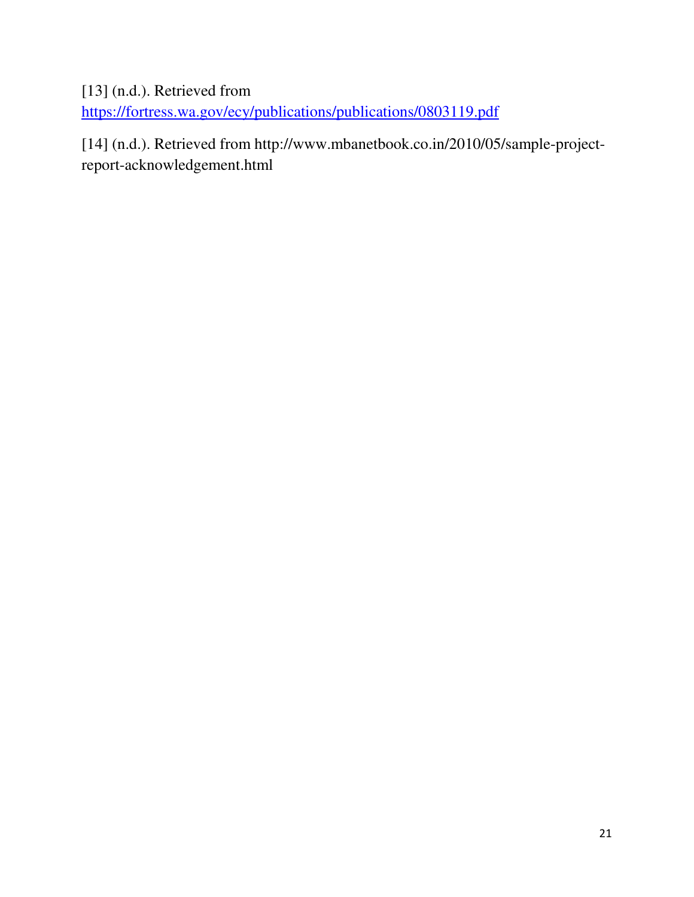[13] (n.d.). Retrieved from https://fortress.wa.gov/ecy/publications/publications/0803119.pdf

[14] (n.d.). Retrieved from http://www.mbanetbook.co.in/2010/05/sample-project-report-acknowledgement.html